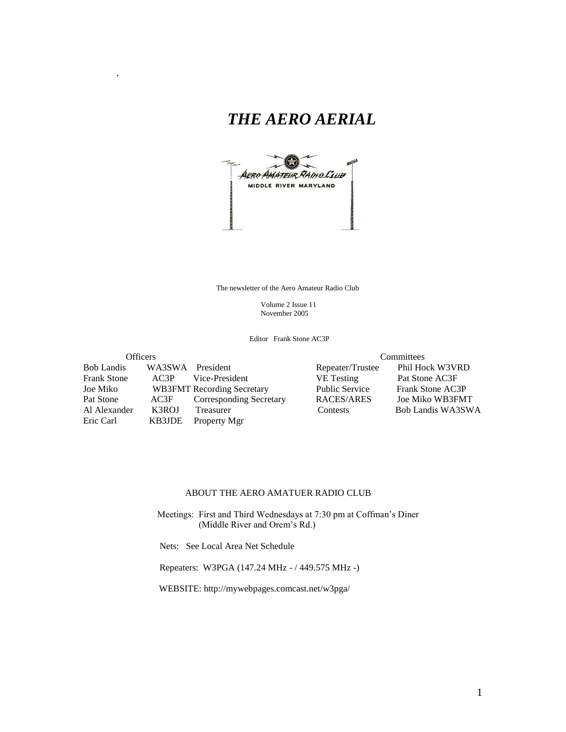# *THE AERO AERIAL*

The newsletter of the Aero Amateur Radio Club

Volume 2 Issue 11
November 2005

Editor Frank Stone AC3P

| Officers | | |
|---|---|---|
| Bob Landis | WA3SWA | President |
| Frank Stone | AC3P | Vice-President |
| Joe Miko | WB3FMT | Recording Secretary |
| Pat Stone | AC3F | Corresponding Secretary |
| Al Alexander | K3ROJ | Treasurer |
| Eric Carl | KB3JDE | Property Mgr |

| Committees | |
|---|---|
| Repeater/Trustee | Phil Hock W3VRD |
| VE Testing | Pat Stone AC3F |
| Public Service | Frank Stone AC3P |
| RACES/ARES | Joe Miko WB3FMT |
| Contests | Bob Landis WA3SWA |

ABOUT THE AERO AMATUER RADIO CLUB

Meetings: First and Third Wednesdays at 7:30 pm at Coffman's Diner (Middle River and Orem's Rd.)

Nets: See Local Area Net Schedule

Repeaters: W3PGA (147.24 MHz - / 449.575 MHz -)

WEBSITE: http://mywebpages.comcast.net/w3pga/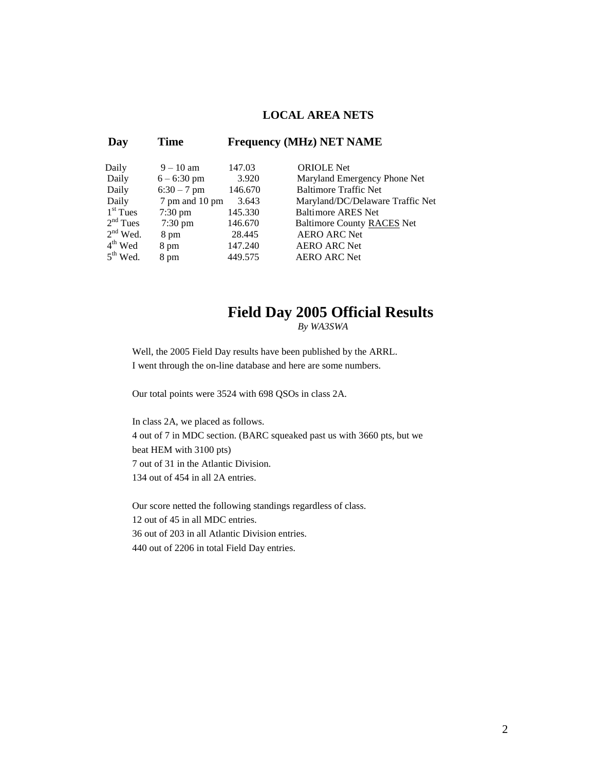## LOCAL AREA NETS

| Day | Time | Frequency (MHz) | NET NAME |
|---|---|---|---|
| Daily | 9 – 10 am | 147.03 | ORIOLE Net |
| Daily | 6 – 6:30 pm | 3.920 | Maryland Emergency Phone Net |
| Daily | 6:30 – 7 pm | 146.670 | Baltimore Traffic Net |
| Daily | 7 pm and 10 pm | 3.643 | Maryland/DC/Delaware Traffic Net |
| 1st Tues | 7:30 pm | 145.330 | Baltimore ARES Net |
| 2nd Tues | 7:30 pm | 146.670 | Baltimore County RACES Net |
| 2nd Wed. | 8 pm | 28.445 | AERO ARC Net |
| 4th Wed | 8 pm | 147.240 | AERO ARC Net |
| 5th Wed. | 8 pm | 449.575 | AERO ARC Net |

# Field Day 2005 Official Results

*By WA3SWA*

Well, the 2005 Field Day results have been published by the ARRL. I went through the on-line database and here are some numbers.

Our total points were 3524 with 698 QSOs in class 2A.

In class 2A, we placed as follows.
4 out of 7 in MDC section. (BARC squeaked past us with 3660 pts, but we beat HEM with 3100 pts)
7 out of 31 in the Atlantic Division.
134 out of 454 in all 2A entries.

Our score netted the following standings regardless of class.
12 out of 45 in all MDC entries.
36 out of 203 in all Atlantic Division entries.
440 out of 2206 in total Field Day entries.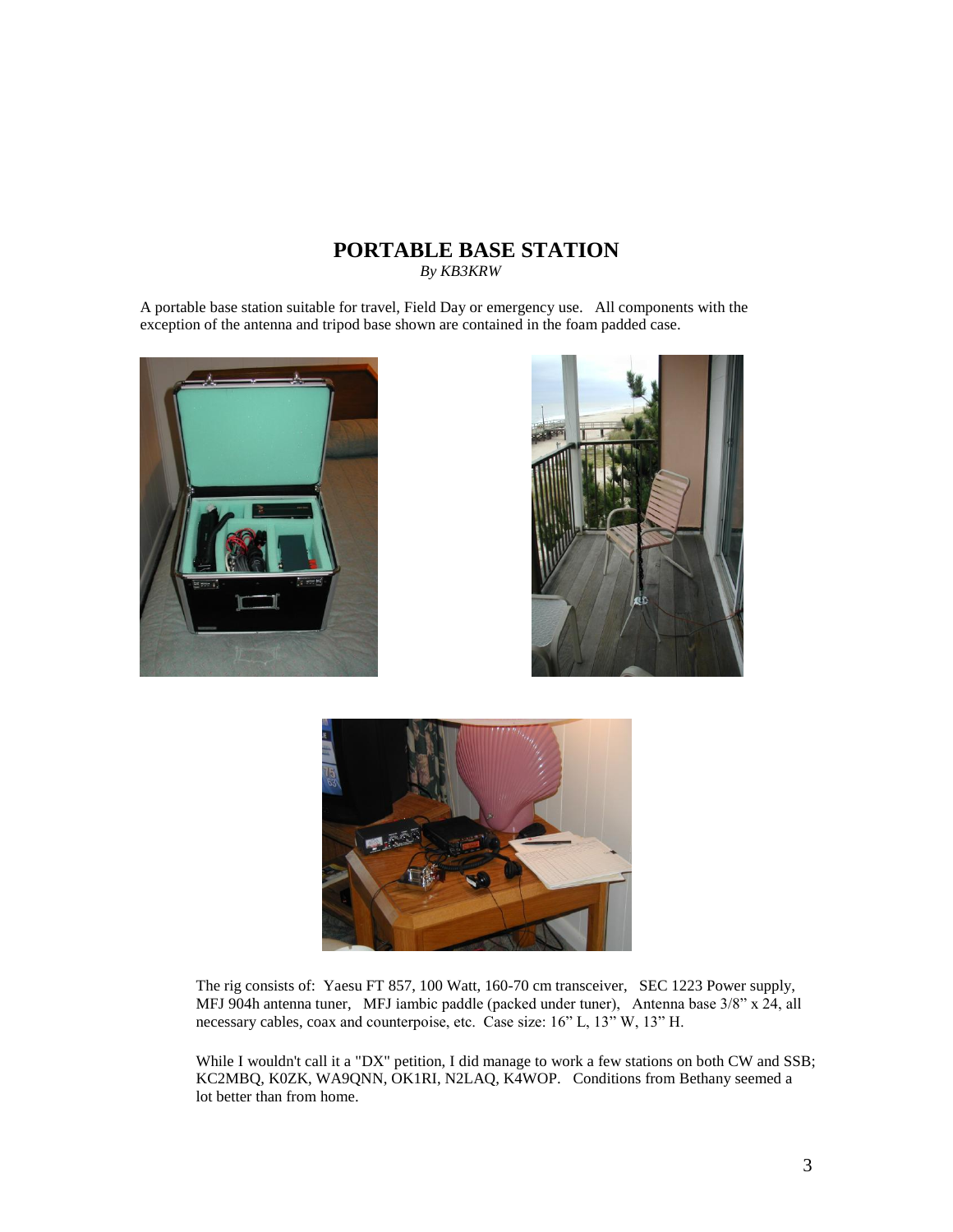# PORTABLE BASE STATION

*By KB3KRW*

A portable base station suitable for travel, Field Day or emergency use. All components with the exception of the antenna and tripod base shown are contained in the foam padded case.

The rig consists of: Yaesu FT 857, 100 Watt, 160-70 cm transceiver, SEC 1223 Power supply, MFJ 904h antenna tuner, MFJ iambic paddle (packed under tuner), Antenna base 3/8" x 24, all necessary cables, coax and counterpoise, etc. Case size: 16" L, 13" W, 13" H.

While I wouldn't call it a "DX" petition, I did manage to work a few stations on both CW and SSB; KC2MBQ, K0ZK, WA9QNN, OK1RI, N2LAQ, K4WOP. Conditions from Bethany seemed a lot better than from home.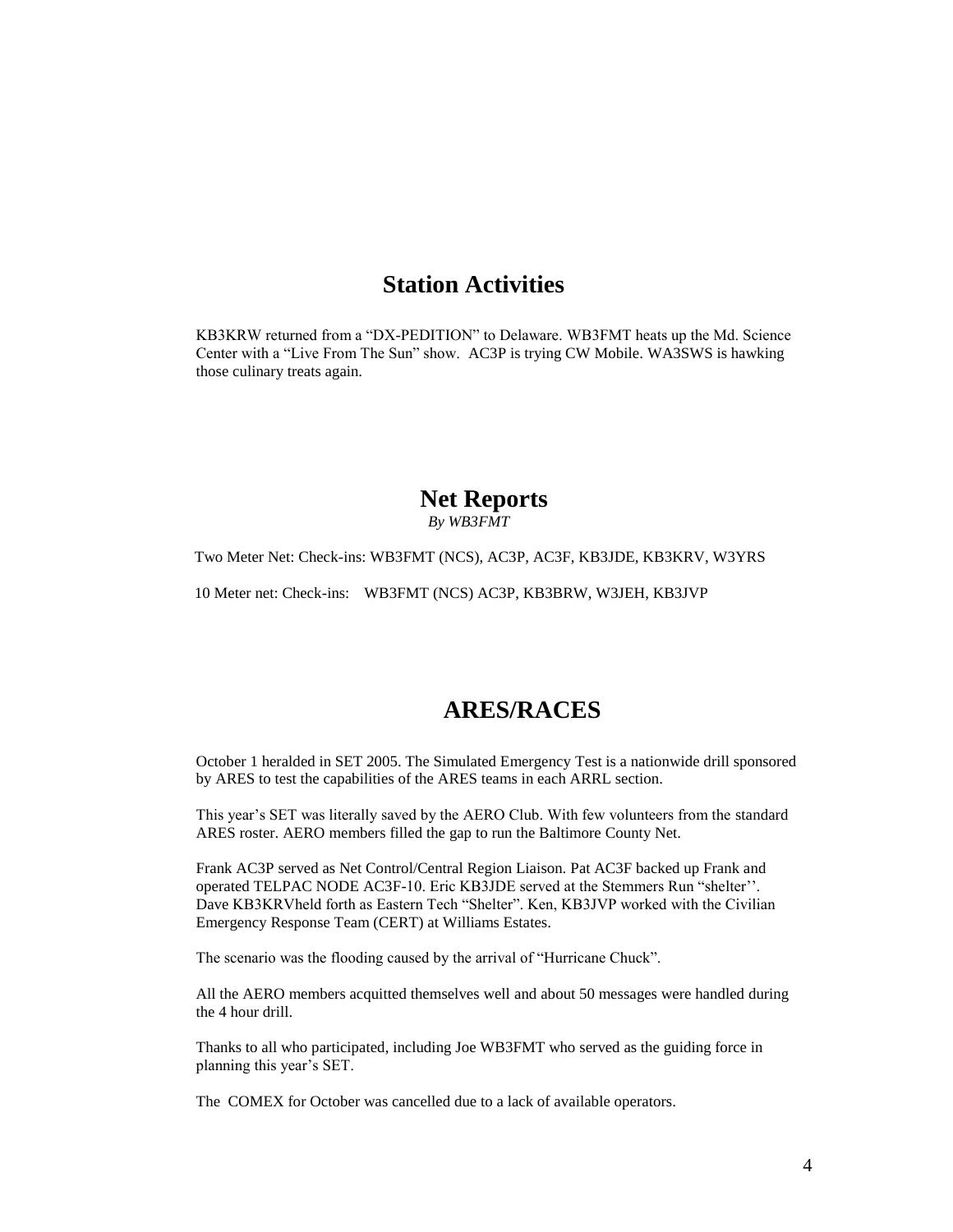## Station Activities

KB3KRW returned from a "DX-PEDITION" to Delaware. WB3FMT heats up the Md. Science Center with a "Live From The Sun" show. AC3P is trying CW Mobile. WA3SWS is hawking those culinary treats again.

## Net Reports

*By WB3FMT*

Two Meter Net: Check-ins: WB3FMT (NCS), AC3P, AC3F, KB3JDE, KB3KRV, W3YRS

10 Meter net: Check-ins: WB3FMT (NCS) AC3P, KB3BRW, W3JEH, KB3JVP

## ARES/RACES

October 1 heralded in SET 2005. The Simulated Emergency Test is a nationwide drill sponsored by ARES to test the capabilities of the ARES teams in each ARRL section.

This year's SET was literally saved by the AERO Club. With few volunteers from the standard ARES roster. AERO members filled the gap to run the Baltimore County Net.

Frank AC3P served as Net Control/Central Region Liaison. Pat AC3F backed up Frank and operated TELPAC NODE AC3F-10. Eric KB3JDE served at the Stemmers Run "shelter''. Dave KB3KRVheld forth as Eastern Tech "Shelter". Ken, KB3JVP worked with the Civilian Emergency Response Team (CERT) at Williams Estates.

The scenario was the flooding caused by the arrival of "Hurricane Chuck".

All the AERO members acquitted themselves well and about 50 messages were handled during the 4 hour drill.

Thanks to all who participated, including Joe WB3FMT who served as the guiding force in planning this year's SET.

The COMEX for October was cancelled due to a lack of available operators.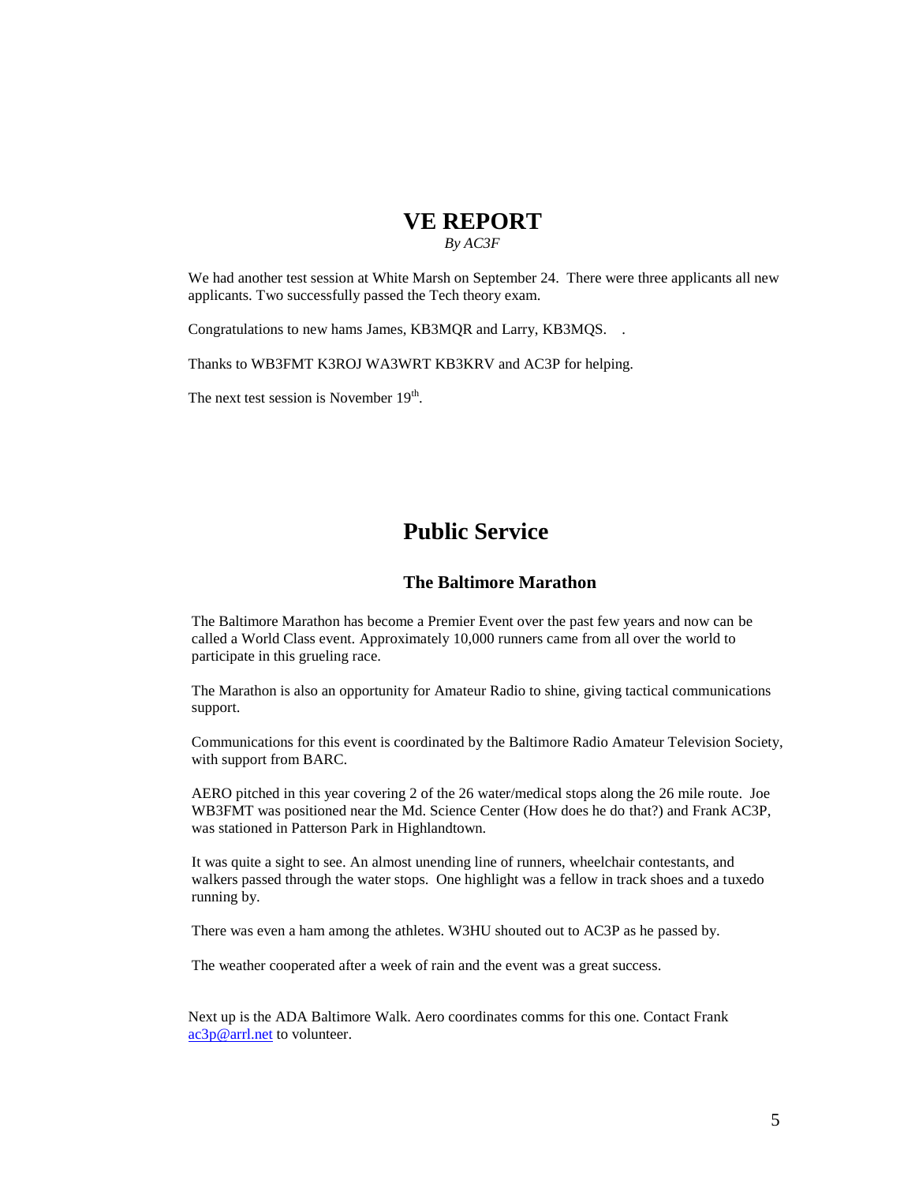# VE REPORT

*By AC3F*

We had another test session at White Marsh on September 24. There were three applicants all new applicants. Two successfully passed the Tech theory exam.

Congratulations to new hams James, KB3MQR and Larry, KB3MQS. .

Thanks to WB3FMT K3ROJ WA3WRT KB3KRV and AC3P for helping.

The next test session is November 19th.

# Public Service

## The Baltimore Marathon

The Baltimore Marathon has become a Premier Event over the past few years and now can be called a World Class event. Approximately 10,000 runners came from all over the world to participate in this grueling race.

The Marathon is also an opportunity for Amateur Radio to shine, giving tactical communications support.

Communications for this event is coordinated by the Baltimore Radio Amateur Television Society, with support from BARC.

AERO pitched in this year covering 2 of the 26 water/medical stops along the 26 mile route. Joe WB3FMT was positioned near the Md. Science Center (How does he do that?) and Frank AC3P, was stationed in Patterson Park in Highlandtown.

It was quite a sight to see. An almost unending line of runners, wheelchair contestants, and walkers passed through the water stops. One highlight was a fellow in track shoes and a tuxedo running by.

There was even a ham among the athletes. W3HU shouted out to AC3P as he passed by.

The weather cooperated after a week of rain and the event was a great success.

Next up is the ADA Baltimore Walk. Aero coordinates comms for this one. Contact Frank ac3p@arrl.net to volunteer.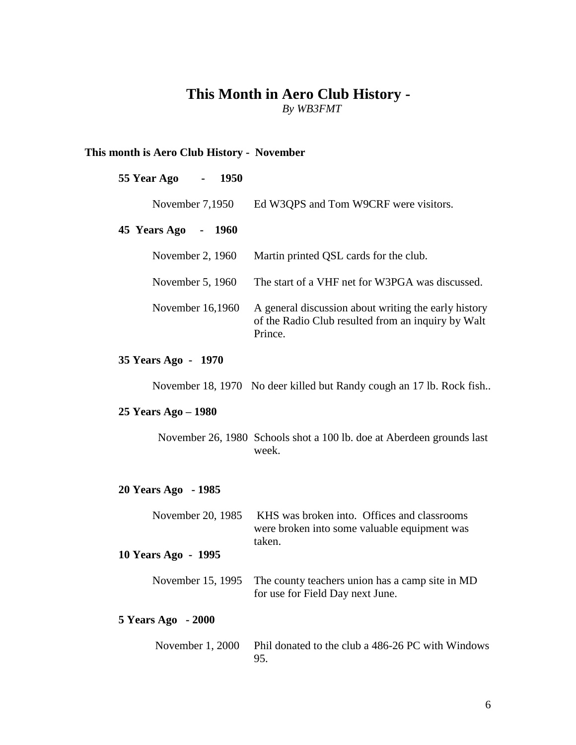# This Month in Aero Club History -

*By WB3FMT*

**This month is Aero Club History - November**

**55 Year Ago - 1950**

November 7,1950 Ed W3QPS and Tom W9CRF were visitors.

**45 Years Ago - 1960**

November 2, 1960 Martin printed QSL cards for the club.

November 5, 1960 The start of a VHF net for W3PGA was discussed.

November 16,1960 A general discussion about writing the early history of the Radio Club resulted from an inquiry by Walt Prince.

**35 Years Ago - 1970**

November 18, 1970 No deer killed but Randy cough an 17 lb. Rock fish..

**25 Years Ago – 1980**

November 26, 1980 Schools shot a 100 lb. doe at Aberdeen grounds last week.

**20 Years Ago - 1985**

November 20, 1985 KHS was broken into. Offices and classrooms were broken into some valuable equipment was taken.

**10 Years Ago - 1995**

November 15, 1995 The county teachers union has a camp site in MD for use for Field Day next June.

**5 Years Ago - 2000**

November 1, 2000 Phil donated to the club a 486-26 PC with Windows 95.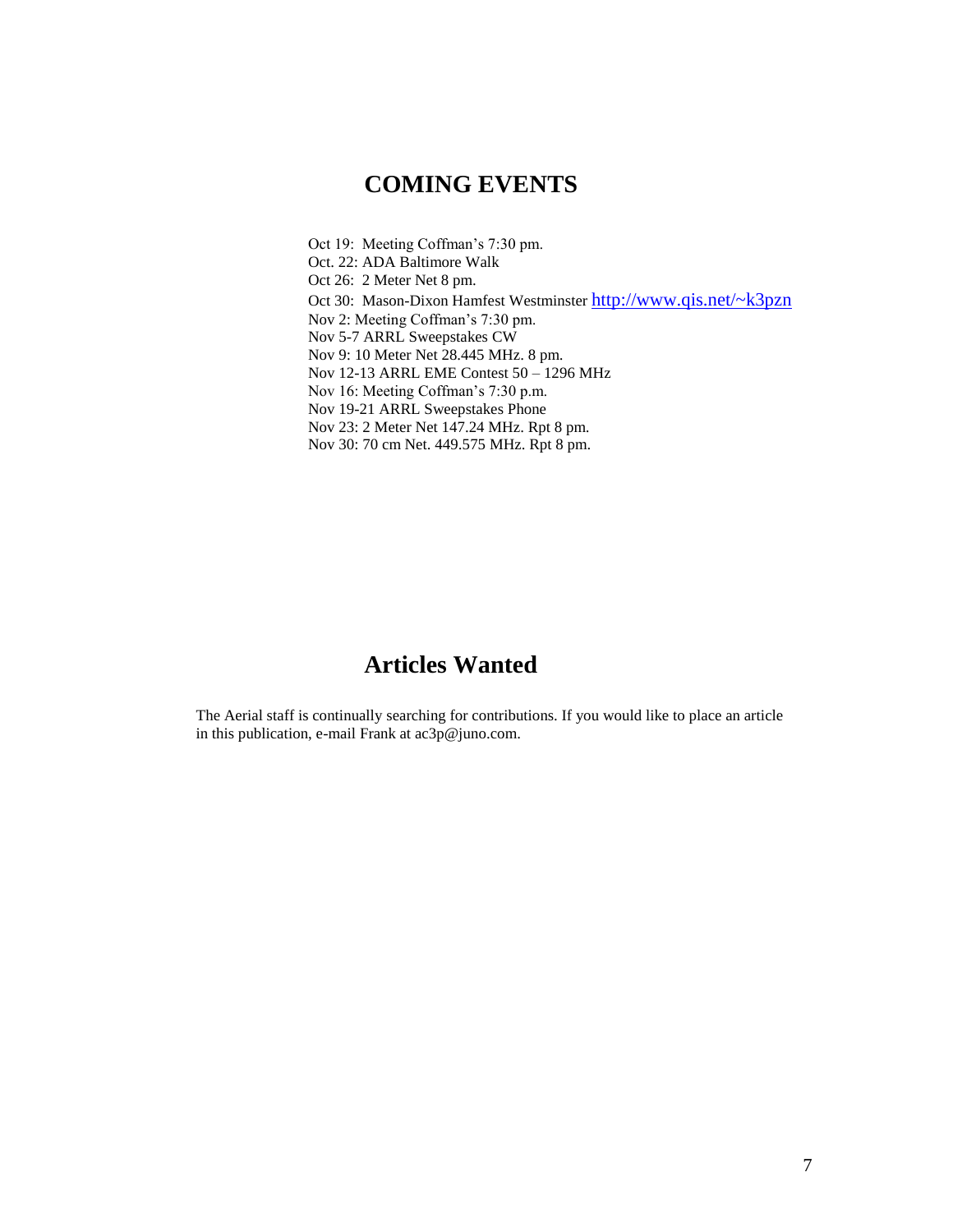## COMING EVENTS

Oct 19: Meeting Coffman's 7:30 pm.
Oct. 22: ADA Baltimore Walk
Oct 26: 2 Meter Net 8 pm.
Oct 30: Mason-Dixon Hamfest Westminster http://www.qis.net/~k3pzn
Nov 2: Meeting Coffman's 7:30 pm.
Nov 5-7 ARRL Sweepstakes CW
Nov 9: 10 Meter Net 28.445 MHz. 8 pm.
Nov 12-13 ARRL EME Contest 50 – 1296 MHz
Nov 16: Meeting Coffman's 7:30 p.m.
Nov 19-21 ARRL Sweepstakes Phone
Nov 23: 2 Meter Net 147.24 MHz. Rpt 8 pm.
Nov 30: 70 cm Net. 449.575 MHz. Rpt 8 pm.

## Articles Wanted

The Aerial staff is continually searching for contributions. If you would like to place an article in this publication, e-mail Frank at ac3p@juno.com.